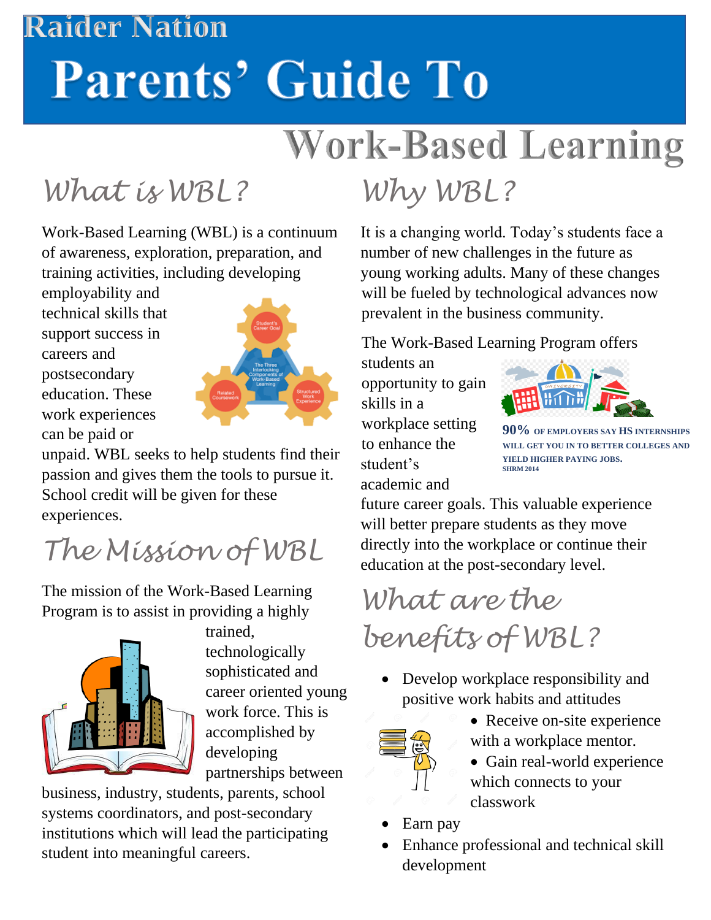# Raider Nation Parents' Guide To Work-Based Learning

## What is WBL?

Work-Based Learning (WBL) is a continuum of awareness, exploration, preparation, and training activities, including developing employability and technical skills that support success in careers and postsecondary education. These work experiences can be paid or unpaid. WBL seeks to help students find their passion and gives them the tools to pursue it. School credit will be given for these experiences.

Student's Career Goal

The Three Interlocking Components of Work-Based Learning

Related Coursework

Structured Work Experience

## The Mission of WBL

The mission of the Work-Based Learning Program is to assist in providing a highly trained, technologically sophisticated and career oriented young work force. This is accomplished by developing partnerships between business, industry, students, parents, school systems coordinators, and post-secondary institutions which will lead the participating student into meaningful careers.

## Why WBL?

It is a changing world. Today's students face a number of new challenges in the future as young working adults. Many of these changes will be fueled by technological advances now prevalent in the business community.

The Work-Based Learning Program offers students an opportunity to gain skills in a workplace setting to enhance the student's academic and future career goals. This valuable experience will better prepare students as they move directly into the workplace or continue their education at the post-secondary level.

**90% OF EMPLOYERS SAY HS INTERNSHIPS WILL GET YOU IN TO BETTER COLLEGES AND YIELD HIGHER PAYING JOBS.**
**SHRM 2014**

## What are the benefits of WBL?

- Develop workplace responsibility and positive work habits and attitudes
  - Receive on-site experience with a workplace mentor.
  - Gain real-world experience which connects to your classwork
- Earn pay
- Enhance professional and technical skill development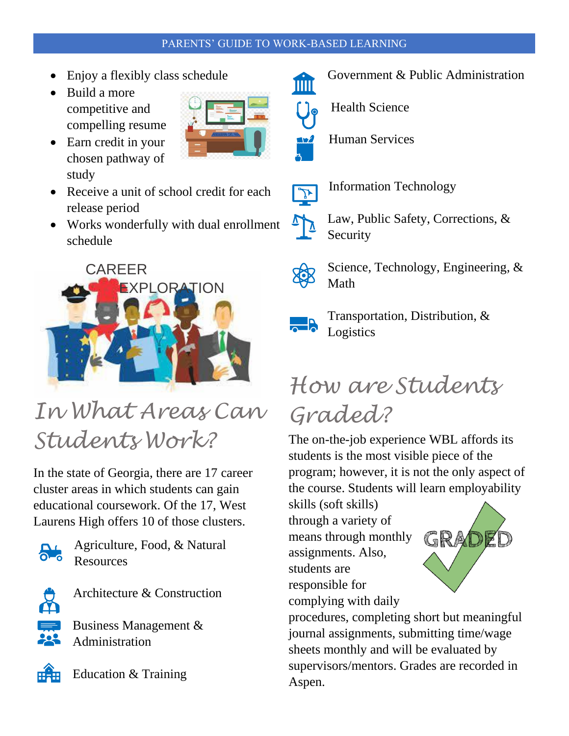- Enjoy a flexibly class schedule
- Build a more competitive and compelling resume
- Earn credit in your chosen pathway of study
- Receive a unit of school credit for each release period
- Works wonderfully with dual enrollment schedule

CAREER EXPLORATION

## In What Areas Can Students Work?

In the state of Georgia, there are 17 career cluster areas in which students can gain educational coursework. Of the 17, West Laurens High offers 10 of those clusters.

- Agriculture, Food, & Natural Resources
- Architecture & Construction
- Business Management & Administration
- Education & Training
- Government & Public Administration
- Health Science
- Human Services
- Information Technology
- Law, Public Safety, Corrections, & Security
- Science, Technology, Engineering, & Math
- Transportation, Distribution, & Logistics

## How are Students Graded?

The on-the-job experience WBL affords its students is the most visible piece of the program; however, it is not the only aspect of the course. Students will learn employability skills (soft skills) through a variety of means through monthly assignments. Also, students are responsible for complying with daily procedures, completing short but meaningful journal assignments, submitting time/wage sheets monthly and will be evaluated by supervisors/mentors. Grades are recorded in Aspen.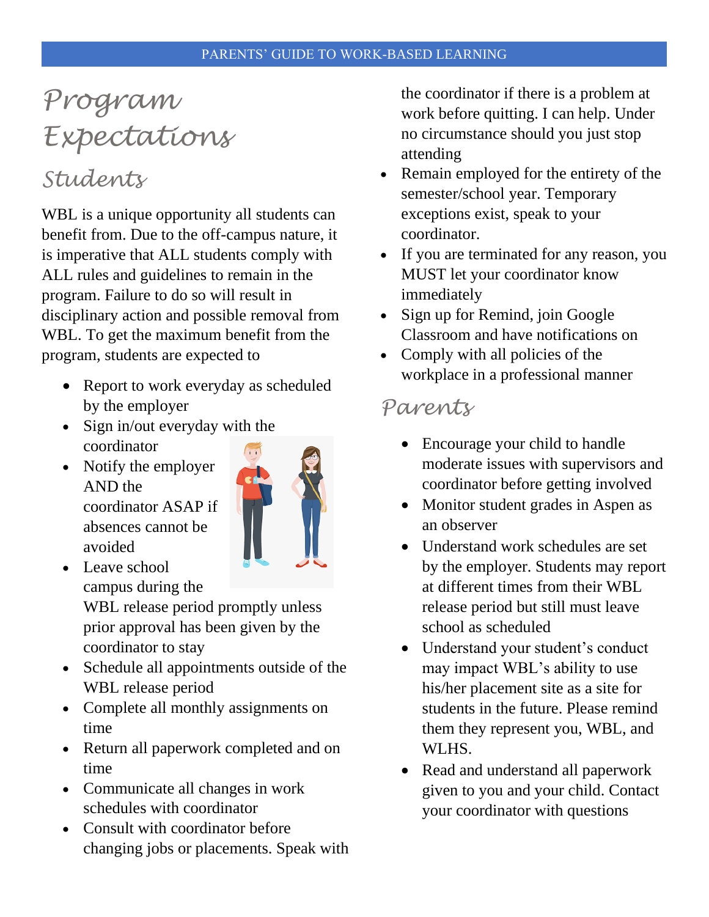# Program Expectations

## Students

WBL is a unique opportunity all students can benefit from. Due to the off-campus nature, it is imperative that ALL students comply with ALL rules and guidelines to remain in the program. Failure to do so will result in disciplinary action and possible removal from WBL. To get the maximum benefit from the program, students are expected to

- Report to work everyday as scheduled by the employer
- Sign in/out everyday with the coordinator
- Notify the employer AND the coordinator ASAP if absences cannot be avoided
- Leave school campus during the WBL release period promptly unless prior approval has been given by the coordinator to stay
- Schedule all appointments outside of the WBL release period
- Complete all monthly assignments on time
- Return all paperwork completed and on time
- Communicate all changes in work schedules with coordinator
- Consult with coordinator before changing jobs or placements. Speak with the coordinator if there is a problem at work before quitting. I can help. Under no circumstance should you just stop attending
- Remain employed for the entirety of the semester/school year. Temporary exceptions exist, speak to your coordinator.
- If you are terminated for any reason, you MUST let your coordinator know immediately
- Sign up for Remind, join Google Classroom and have notifications on
- Comply with all policies of the workplace in a professional manner

## Parents

- Encourage your child to handle moderate issues with supervisors and coordinator before getting involved
- Monitor student grades in Aspen as an observer
- Understand work schedules are set by the employer. Students may report at different times from their WBL release period but still must leave school as scheduled
- Understand your student's conduct may impact WBL's ability to use his/her placement site as a site for students in the future. Please remind them they represent you, WBL, and WLHS.
- Read and understand all paperwork given to you and your child. Contact your coordinator with questions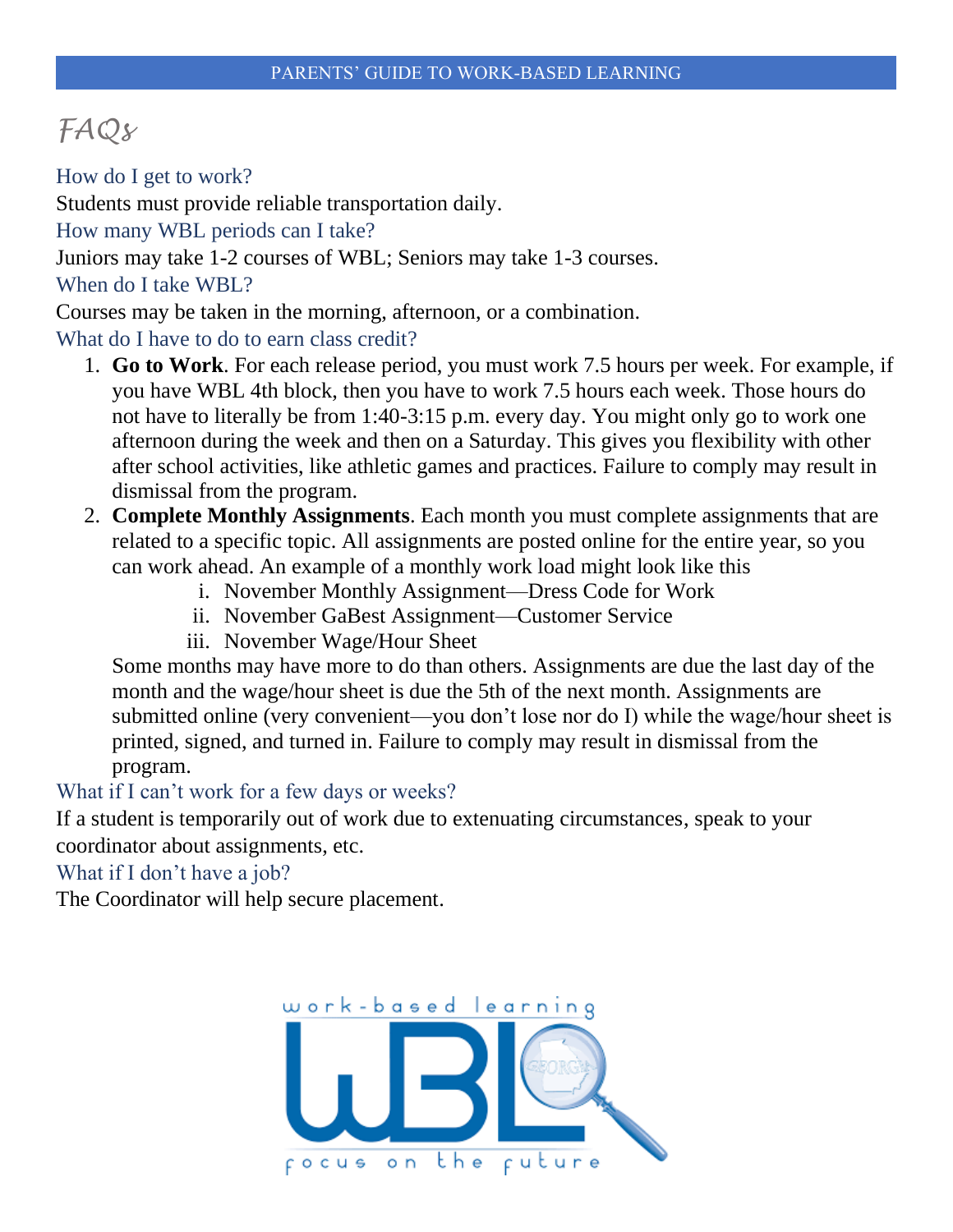# FAQs

### How do I get to work?

Students must provide reliable transportation daily.

### How many WBL periods can I take?

Juniors may take 1-2 courses of WBL; Seniors may take 1-3 courses.

### When do I take WBL?

Courses may be taken in the morning, afternoon, or a combination.

### What do I have to do to earn class credit?

1. **Go to Work**. For each release period, you must work 7.5 hours per week. For example, if you have WBL 4th block, then you have to work 7.5 hours each week. Those hours do not have to literally be from 1:40-3:15 p.m. every day. You might only go to work one afternoon during the week and then on a Saturday. This gives you flexibility with other after school activities, like athletic games and practices. Failure to comply may result in dismissal from the program.
2. **Complete Monthly Assignments**. Each month you must complete assignments that are related to a specific topic. All assignments are posted online for the entire year, so you can work ahead. An example of a monthly work load might look like this
   1. November Monthly Assignment—Dress Code for Work
   2. November GaBest Assignment—Customer Service
   3. November Wage/Hour Sheet

   Some months may have more to do than others. Assignments are due the last day of the month and the wage/hour sheet is due the 5th of the next month. Assignments are submitted online (very convenient—you don't lose nor do I) while the wage/hour sheet is printed, signed, and turned in. Failure to comply may result in dismissal from the program.

### What if I can't work for a few days or weeks?

If a student is temporarily out of work due to extenuating circumstances, speak to your coordinator about assignments, etc.

### What if I don't have a job?

The Coordinator will help secure placement.

work-based learning

WBL GEORGIA

focus on the future